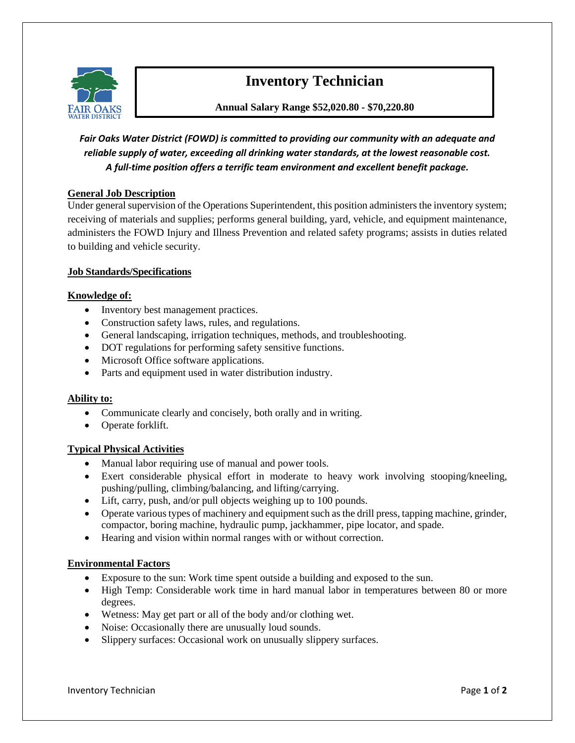# Inventory Technician

**Annual Salary Range $52,020.80 - $70,220.80**

***Fair Oaks Water District (FOWD) is committed to providing our community with an adequate and reliable supply of water, exceeding all drinking water standards, at the lowest reasonable cost. A full-time position offers a terrific team environment and excellent benefit package.***

## General Job Description

Under general supervision of the Operations Superintendent, this position administers the inventory system; receiving of materials and supplies; performs general building, yard, vehicle, and equipment maintenance, administers the FOWD Injury and Illness Prevention and related safety programs; assists in duties related to building and vehicle security.

## Job Standards/Specifications

### Knowledge of:

- Inventory best management practices.
- Construction safety laws, rules, and regulations.
- General landscaping, irrigation techniques, methods, and troubleshooting.
- DOT regulations for performing safety sensitive functions.
- Microsoft Office software applications.
- Parts and equipment used in water distribution industry.

### Ability to:

- Communicate clearly and concisely, both orally and in writing.
- Operate forklift.

## Typical Physical Activities

- Manual labor requiring use of manual and power tools.
- Exert considerable physical effort in moderate to heavy work involving stooping/kneeling, pushing/pulling, climbing/balancing, and lifting/carrying.
- Lift, carry, push, and/or pull objects weighing up to 100 pounds.
- Operate various types of machinery and equipment such as the drill press, tapping machine, grinder, compactor, boring machine, hydraulic pump, jackhammer, pipe locator, and spade.
- Hearing and vision within normal ranges with or without correction.

## Environmental Factors

- Exposure to the sun: Work time spent outside a building and exposed to the sun.
- High Temp: Considerable work time in hard manual labor in temperatures between 80 or more degrees.
- Wetness: May get part or all of the body and/or clothing wet.
- Noise: Occasionally there are unusually loud sounds.
- Slippery surfaces: Occasional work on unusually slippery surfaces.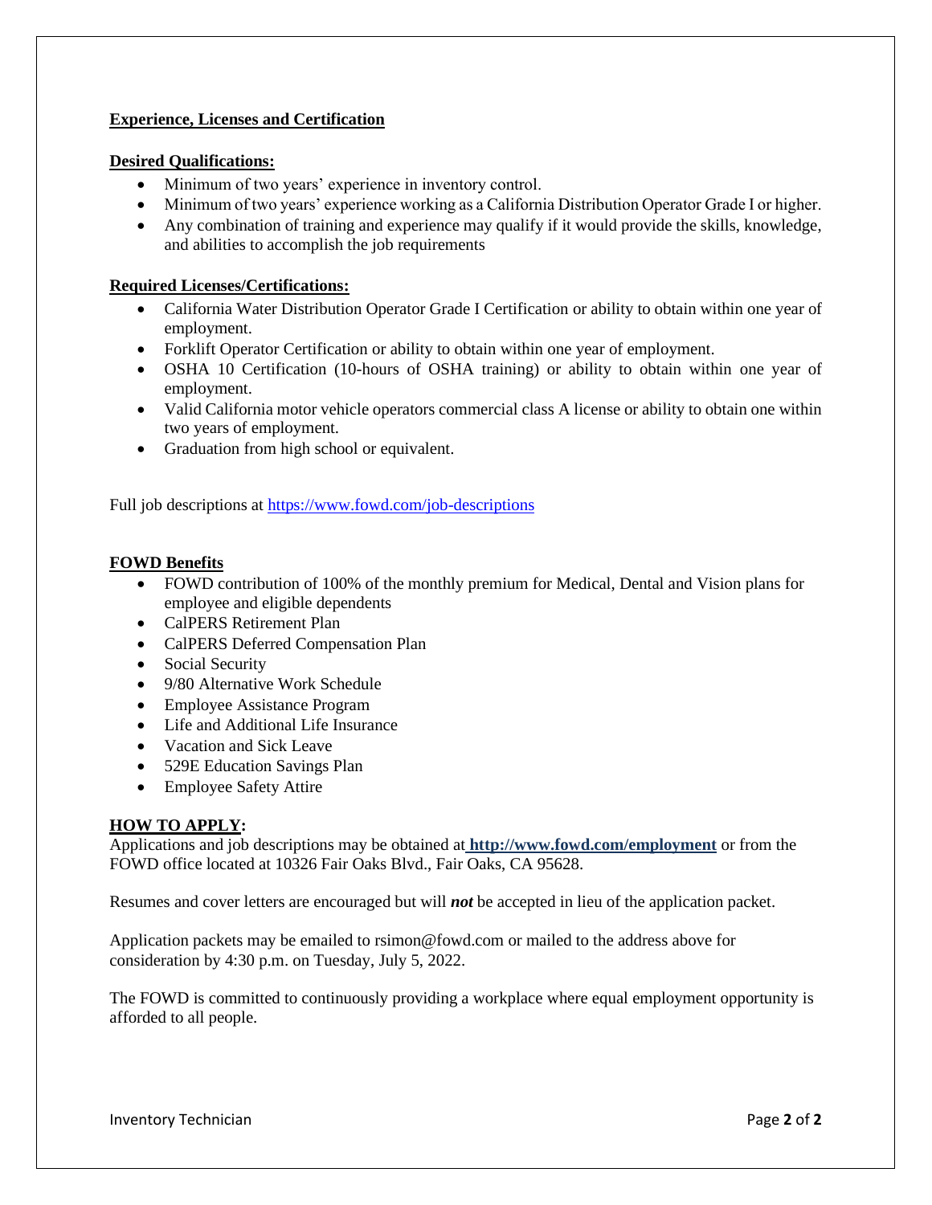## Experience, Licenses and Certification

### Desired Qualifications:

- Minimum of two years' experience in inventory control.
- Minimum of two years' experience working as a California Distribution Operator Grade I or higher.
- Any combination of training and experience may qualify if it would provide the skills, knowledge, and abilities to accomplish the job requirements

### Required Licenses/Certifications:

- California Water Distribution Operator Grade I Certification or ability to obtain within one year of employment.
- Forklift Operator Certification or ability to obtain within one year of employment.
- OSHA 10 Certification (10-hours of OSHA training) or ability to obtain within one year of employment.
- Valid California motor vehicle operators commercial class A license or ability to obtain one within two years of employment.
- Graduation from high school or equivalent.

Full job descriptions at https://www.fowd.com/job-descriptions

## FOWD Benefits

- FOWD contribution of 100% of the monthly premium for Medical, Dental and Vision plans for employee and eligible dependents
- CalPERS Retirement Plan
- CalPERS Deferred Compensation Plan
- Social Security
- 9/80 Alternative Work Schedule
- Employee Assistance Program
- Life and Additional Life Insurance
- Vacation and Sick Leave
- 529E Education Savings Plan
- Employee Safety Attire

## HOW TO APPLY:

Applications and job descriptions may be obtained at **http://www.fowd.com/employment** or from the FOWD office located at 10326 Fair Oaks Blvd., Fair Oaks, CA 95628.

Resumes and cover letters are encouraged but will ***not*** be accepted in lieu of the application packet.

Application packets may be emailed to rsimon@fowd.com or mailed to the address above for consideration by 4:30 p.m. on Tuesday, July 5, 2022.

The FOWD is committed to continuously providing a workplace where equal employment opportunity is afforded to all people.